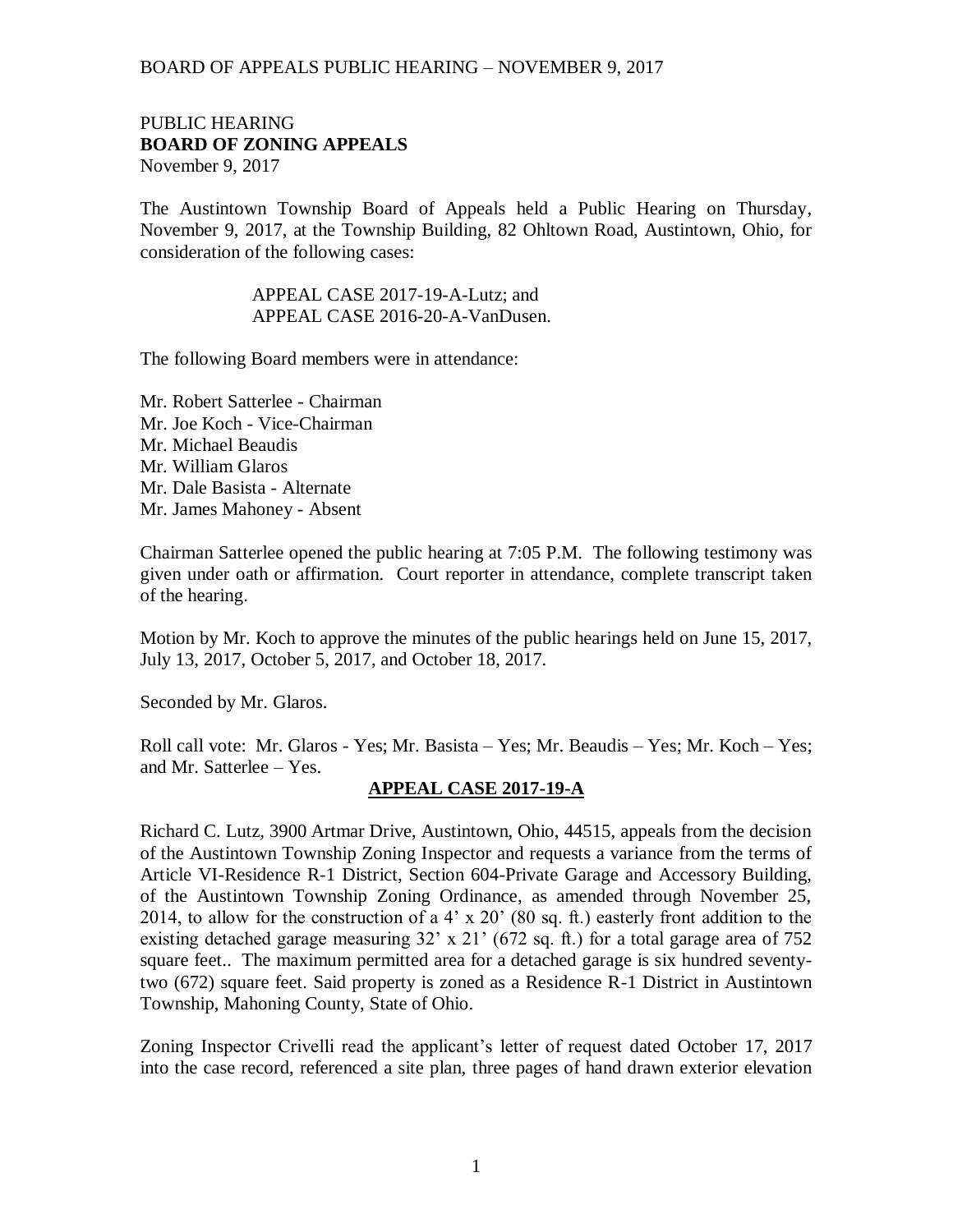PUBLIC HEARING
**BOARD OF ZONING APPEALS**
November 9, 2017

The Austintown Township Board of Appeals held a Public Hearing on Thursday, November 9, 2017, at the Township Building, 82 Ohltown Road, Austintown, Ohio, for consideration of the following cases:

APPEAL CASE 2017-19-A-Lutz; and
APPEAL CASE 2016-20-A-VanDusen.

The following Board members were in attendance:

Mr. Robert Satterlee - Chairman
Mr. Joe Koch - Vice-Chairman
Mr. Michael Beaudis
Mr. William Glaros
Mr. Dale Basista - Alternate
Mr. James Mahoney - Absent

Chairman Satterlee opened the public hearing at 7:05 P.M. The following testimony was given under oath or affirmation. Court reporter in attendance, complete transcript taken of the hearing.

Motion by Mr. Koch to approve the minutes of the public hearings held on June 15, 2017, July 13, 2017, October 5, 2017, and October 18, 2017.

Seconded by Mr. Glaros.

Roll call vote: Mr. Glaros - Yes; Mr. Basista – Yes; Mr. Beaudis – Yes; Mr. Koch – Yes; and Mr. Satterlee – Yes.

**APPEAL CASE 2017-19-A**

Richard C. Lutz, 3900 Artmar Drive, Austintown, Ohio, 44515, appeals from the decision of the Austintown Township Zoning Inspector and requests a variance from the terms of Article VI-Residence R-1 District, Section 604-Private Garage and Accessory Building, of the Austintown Township Zoning Ordinance, as amended through November 25, 2014, to allow for the construction of a 4' x 20' (80 sq. ft.) easterly front addition to the existing detached garage measuring 32' x 21' (672 sq. ft.) for a total garage area of 752 square feet.. The maximum permitted area for a detached garage is six hundred seventy-two (672) square feet. Said property is zoned as a Residence R-1 District in Austintown Township, Mahoning County, State of Ohio.

Zoning Inspector Crivelli read the applicant's letter of request dated October 17, 2017 into the case record, referenced a site plan, three pages of hand drawn exterior elevation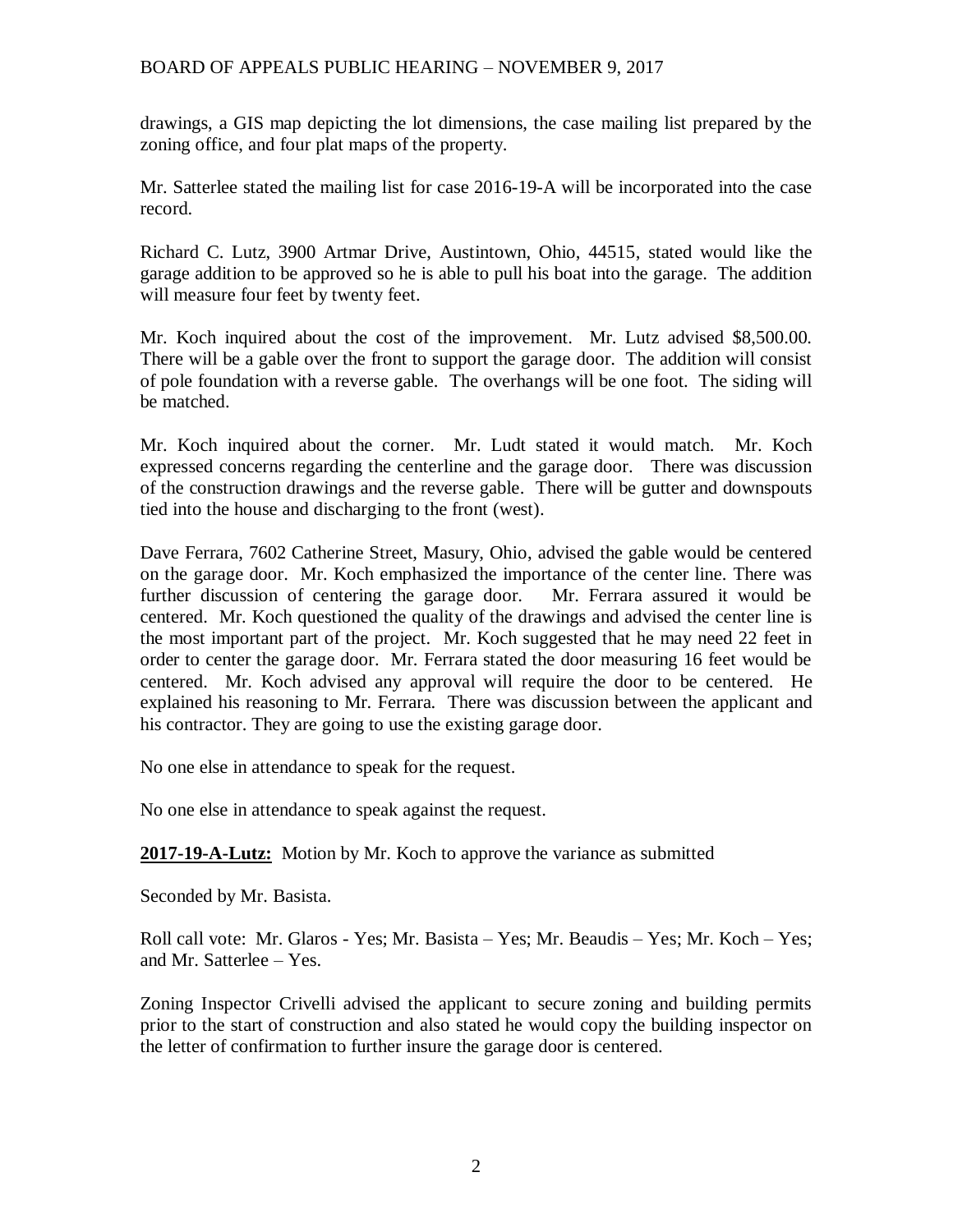drawings, a GIS map depicting the lot dimensions, the case mailing list prepared by the zoning office, and four plat maps of the property.

Mr. Satterlee stated the mailing list for case 2016-19-A will be incorporated into the case record.

Richard C. Lutz, 3900 Artmar Drive, Austintown, Ohio, 44515, stated would like the garage addition to be approved so he is able to pull his boat into the garage. The addition will measure four feet by twenty feet.

Mr. Koch inquired about the cost of the improvement. Mr. Lutz advised $8,500.00. There will be a gable over the front to support the garage door. The addition will consist of pole foundation with a reverse gable. The overhangs will be one foot. The siding will be matched.

Mr. Koch inquired about the corner. Mr. Ludt stated it would match. Mr. Koch expressed concerns regarding the centerline and the garage door. There was discussion of the construction drawings and the reverse gable. There will be gutter and downspouts tied into the house and discharging to the front (west).

Dave Ferrara, 7602 Catherine Street, Masury, Ohio, advised the gable would be centered on the garage door. Mr. Koch emphasized the importance of the center line. There was further discussion of centering the garage door. Mr. Ferrara assured it would be centered. Mr. Koch questioned the quality of the drawings and advised the center line is the most important part of the project. Mr. Koch suggested that he may need 22 feet in order to center the garage door. Mr. Ferrara stated the door measuring 16 feet would be centered. Mr. Koch advised any approval will require the door to be centered. He explained his reasoning to Mr. Ferrara. There was discussion between the applicant and his contractor. They are going to use the existing garage door.

No one else in attendance to speak for the request.

No one else in attendance to speak against the request.

**2017-19-A-Lutz:** Motion by Mr. Koch to approve the variance as submitted

Seconded by Mr. Basista.

Roll call vote: Mr. Glaros - Yes; Mr. Basista – Yes; Mr. Beaudis – Yes; Mr. Koch – Yes; and Mr. Satterlee – Yes.

Zoning Inspector Crivelli advised the applicant to secure zoning and building permits prior to the start of construction and also stated he would copy the building inspector on the letter of confirmation to further insure the garage door is centered.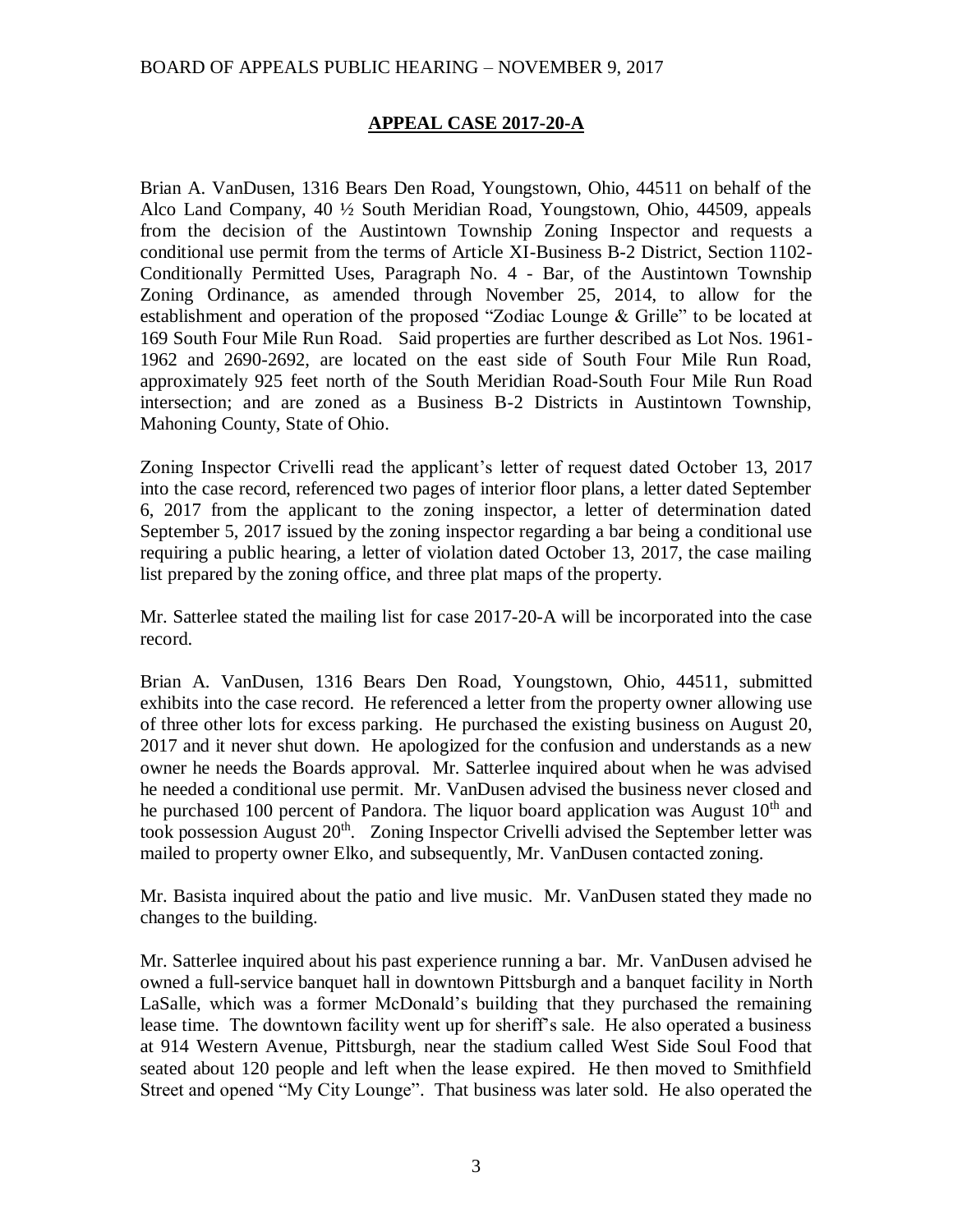BOARD OF APPEALS PUBLIC HEARING – NOVEMBER 9, 2017

## APPEAL CASE 2017-20-A

Brian A. VanDusen, 1316 Bears Den Road, Youngstown, Ohio, 44511 on behalf of the Alco Land Company, 40 ½ South Meridian Road, Youngstown, Ohio, 44509, appeals from the decision of the Austintown Township Zoning Inspector and requests a conditional use permit from the terms of Article XI-Business B-2 District, Section 1102-Conditionally Permitted Uses, Paragraph No. 4 - Bar, of the Austintown Township Zoning Ordinance, as amended through November 25, 2014, to allow for the establishment and operation of the proposed "Zodiac Lounge & Grille" to be located at 169 South Four Mile Run Road. Said properties are further described as Lot Nos. 1961-1962 and 2690-2692, are located on the east side of South Four Mile Run Road, approximately 925 feet north of the South Meridian Road-South Four Mile Run Road intersection; and are zoned as a Business B-2 Districts in Austintown Township, Mahoning County, State of Ohio.

Zoning Inspector Crivelli read the applicant's letter of request dated October 13, 2017 into the case record, referenced two pages of interior floor plans, a letter dated September 6, 2017 from the applicant to the zoning inspector, a letter of determination dated September 5, 2017 issued by the zoning inspector regarding a bar being a conditional use requiring a public hearing, a letter of violation dated October 13, 2017, the case mailing list prepared by the zoning office, and three plat maps of the property.

Mr. Satterlee stated the mailing list for case 2017-20-A will be incorporated into the case record.

Brian A. VanDusen, 1316 Bears Den Road, Youngstown, Ohio, 44511, submitted exhibits into the case record. He referenced a letter from the property owner allowing use of three other lots for excess parking. He purchased the existing business on August 20, 2017 and it never shut down. He apologized for the confusion and understands as a new owner he needs the Boards approval. Mr. Satterlee inquired about when he was advised he needed a conditional use permit. Mr. VanDusen advised the business never closed and he purchased 100 percent of Pandora. The liquor board application was August 10th and took possession August 20th. Zoning Inspector Crivelli advised the September letter was mailed to property owner Elko, and subsequently, Mr. VanDusen contacted zoning.

Mr. Basista inquired about the patio and live music. Mr. VanDusen stated they made no changes to the building.

Mr. Satterlee inquired about his past experience running a bar. Mr. VanDusen advised he owned a full-service banquet hall in downtown Pittsburgh and a banquet facility in North LaSalle, which was a former McDonald's building that they purchased the remaining lease time. The downtown facility went up for sheriff's sale. He also operated a business at 914 Western Avenue, Pittsburgh, near the stadium called West Side Soul Food that seated about 120 people and left when the lease expired. He then moved to Smithfield Street and opened "My City Lounge". That business was later sold. He also operated the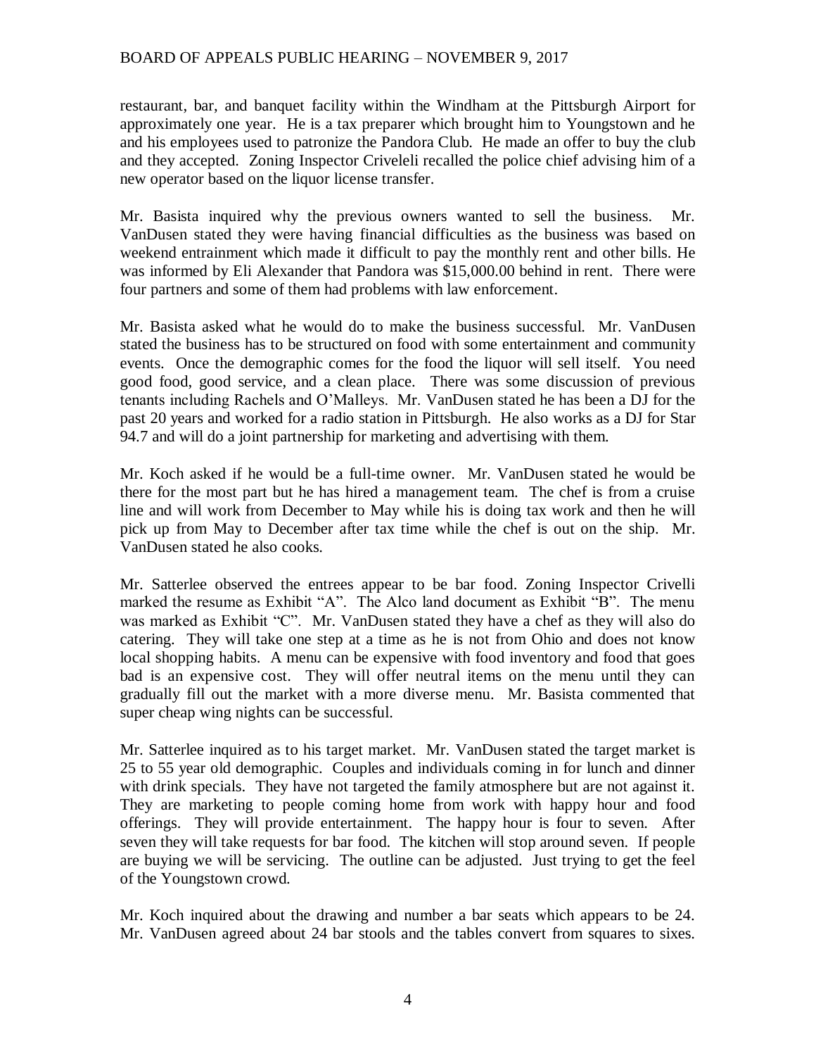restaurant, bar, and banquet facility within the Windham at the Pittsburgh Airport for approximately one year. He is a tax preparer which brought him to Youngstown and he and his employees used to patronize the Pandora Club. He made an offer to buy the club and they accepted. Zoning Inspector Criveleli recalled the police chief advising him of a new operator based on the liquor license transfer.

Mr. Basista inquired why the previous owners wanted to sell the business. Mr. VanDusen stated they were having financial difficulties as the business was based on weekend entrainment which made it difficult to pay the monthly rent and other bills. He was informed by Eli Alexander that Pandora was $15,000.00 behind in rent. There were four partners and some of them had problems with law enforcement.

Mr. Basista asked what he would do to make the business successful. Mr. VanDusen stated the business has to be structured on food with some entertainment and community events. Once the demographic comes for the food the liquor will sell itself. You need good food, good service, and a clean place. There was some discussion of previous tenants including Rachels and O'Malleys. Mr. VanDusen stated he has been a DJ for the past 20 years and worked for a radio station in Pittsburgh. He also works as a DJ for Star 94.7 and will do a joint partnership for marketing and advertising with them.

Mr. Koch asked if he would be a full-time owner. Mr. VanDusen stated he would be there for the most part but he has hired a management team. The chef is from a cruise line and will work from December to May while his is doing tax work and then he will pick up from May to December after tax time while the chef is out on the ship. Mr. VanDusen stated he also cooks.

Mr. Satterlee observed the entrees appear to be bar food. Zoning Inspector Crivelli marked the resume as Exhibit "A". The Alco land document as Exhibit "B". The menu was marked as Exhibit "C". Mr. VanDusen stated they have a chef as they will also do catering. They will take one step at a time as he is not from Ohio and does not know local shopping habits. A menu can be expensive with food inventory and food that goes bad is an expensive cost. They will offer neutral items on the menu until they can gradually fill out the market with a more diverse menu. Mr. Basista commented that super cheap wing nights can be successful.

Mr. Satterlee inquired as to his target market. Mr. VanDusen stated the target market is 25 to 55 year old demographic. Couples and individuals coming in for lunch and dinner with drink specials. They have not targeted the family atmosphere but are not against it. They are marketing to people coming home from work with happy hour and food offerings. They will provide entertainment. The happy hour is four to seven. After seven they will take requests for bar food. The kitchen will stop around seven. If people are buying we will be servicing. The outline can be adjusted. Just trying to get the feel of the Youngstown crowd.

Mr. Koch inquired about the drawing and number a bar seats which appears to be 24. Mr. VanDusen agreed about 24 bar stools and the tables convert from squares to sixes.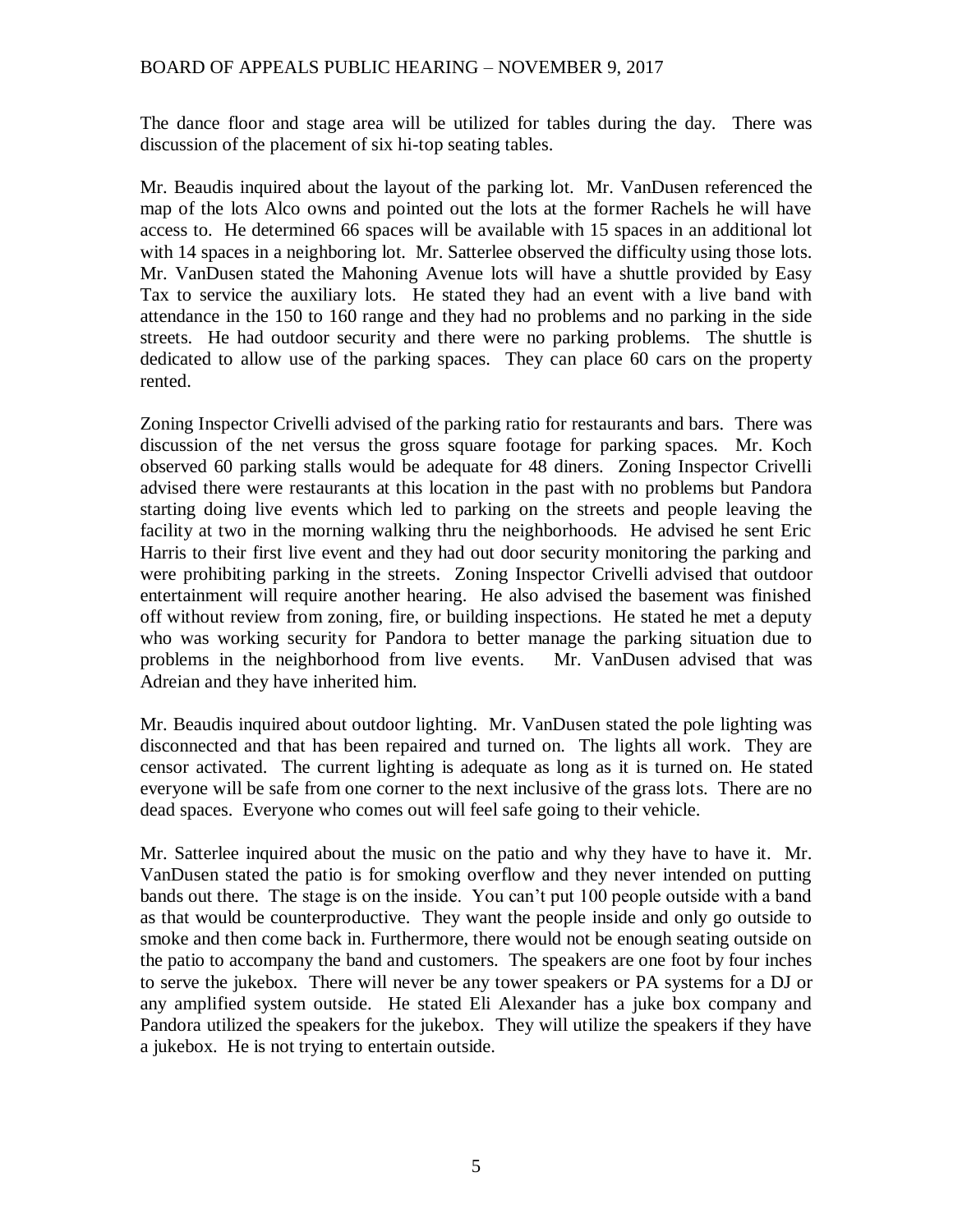The dance floor and stage area will be utilized for tables during the day. There was discussion of the placement of six hi-top seating tables.

Mr. Beaudis inquired about the layout of the parking lot. Mr. VanDusen referenced the map of the lots Alco owns and pointed out the lots at the former Rachels he will have access to. He determined 66 spaces will be available with 15 spaces in an additional lot with 14 spaces in a neighboring lot. Mr. Satterlee observed the difficulty using those lots. Mr. VanDusen stated the Mahoning Avenue lots will have a shuttle provided by Easy Tax to service the auxiliary lots. He stated they had an event with a live band with attendance in the 150 to 160 range and they had no problems and no parking in the side streets. He had outdoor security and there were no parking problems. The shuttle is dedicated to allow use of the parking spaces. They can place 60 cars on the property rented.

Zoning Inspector Crivelli advised of the parking ratio for restaurants and bars. There was discussion of the net versus the gross square footage for parking spaces. Mr. Koch observed 60 parking stalls would be adequate for 48 diners. Zoning Inspector Crivelli advised there were restaurants at this location in the past with no problems but Pandora starting doing live events which led to parking on the streets and people leaving the facility at two in the morning walking thru the neighborhoods. He advised he sent Eric Harris to their first live event and they had out door security monitoring the parking and were prohibiting parking in the streets. Zoning Inspector Crivelli advised that outdoor entertainment will require another hearing. He also advised the basement was finished off without review from zoning, fire, or building inspections. He stated he met a deputy who was working security for Pandora to better manage the parking situation due to problems in the neighborhood from live events. Mr. VanDusen advised that was Adreian and they have inherited him.

Mr. Beaudis inquired about outdoor lighting. Mr. VanDusen stated the pole lighting was disconnected and that has been repaired and turned on. The lights all work. They are censor activated. The current lighting is adequate as long as it is turned on. He stated everyone will be safe from one corner to the next inclusive of the grass lots. There are no dead spaces. Everyone who comes out will feel safe going to their vehicle.

Mr. Satterlee inquired about the music on the patio and why they have to have it. Mr. VanDusen stated the patio is for smoking overflow and they never intended on putting bands out there. The stage is on the inside. You can't put 100 people outside with a band as that would be counterproductive. They want the people inside and only go outside to smoke and then come back in. Furthermore, there would not be enough seating outside on the patio to accompany the band and customers. The speakers are one foot by four inches to serve the jukebox. There will never be any tower speakers or PA systems for a DJ or any amplified system outside. He stated Eli Alexander has a juke box company and Pandora utilized the speakers for the jukebox. They will utilize the speakers if they have a jukebox. He is not trying to entertain outside.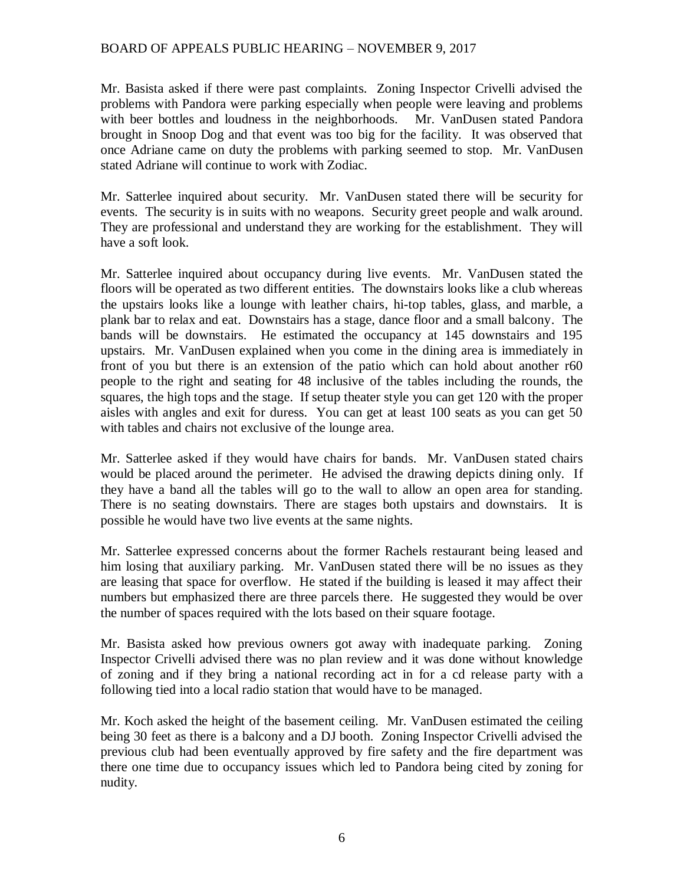Mr. Basista asked if there were past complaints. Zoning Inspector Crivelli advised the problems with Pandora were parking especially when people were leaving and problems with beer bottles and loudness in the neighborhoods. Mr. VanDusen stated Pandora brought in Snoop Dog and that event was too big for the facility. It was observed that once Adriane came on duty the problems with parking seemed to stop. Mr. VanDusen stated Adriane will continue to work with Zodiac.

Mr. Satterlee inquired about security. Mr. VanDusen stated there will be security for events. The security is in suits with no weapons. Security greet people and walk around. They are professional and understand they are working for the establishment. They will have a soft look.

Mr. Satterlee inquired about occupancy during live events. Mr. VanDusen stated the floors will be operated as two different entities. The downstairs looks like a club whereas the upstairs looks like a lounge with leather chairs, hi-top tables, glass, and marble, a plank bar to relax and eat. Downstairs has a stage, dance floor and a small balcony. The bands will be downstairs. He estimated the occupancy at 145 downstairs and 195 upstairs. Mr. VanDusen explained when you come in the dining area is immediately in front of you but there is an extension of the patio which can hold about another r60 people to the right and seating for 48 inclusive of the tables including the rounds, the squares, the high tops and the stage. If setup theater style you can get 120 with the proper aisles with angles and exit for duress. You can get at least 100 seats as you can get 50 with tables and chairs not exclusive of the lounge area.

Mr. Satterlee asked if they would have chairs for bands. Mr. VanDusen stated chairs would be placed around the perimeter. He advised the drawing depicts dining only. If they have a band all the tables will go to the wall to allow an open area for standing. There is no seating downstairs. There are stages both upstairs and downstairs. It is possible he would have two live events at the same nights.

Mr. Satterlee expressed concerns about the former Rachels restaurant being leased and him losing that auxiliary parking. Mr. VanDusen stated there will be no issues as they are leasing that space for overflow. He stated if the building is leased it may affect their numbers but emphasized there are three parcels there. He suggested they would be over the number of spaces required with the lots based on their square footage.

Mr. Basista asked how previous owners got away with inadequate parking. Zoning Inspector Crivelli advised there was no plan review and it was done without knowledge of zoning and if they bring a national recording act in for a cd release party with a following tied into a local radio station that would have to be managed.

Mr. Koch asked the height of the basement ceiling. Mr. VanDusen estimated the ceiling being 30 feet as there is a balcony and a DJ booth. Zoning Inspector Crivelli advised the previous club had been eventually approved by fire safety and the fire department was there one time due to occupancy issues which led to Pandora being cited by zoning for nudity.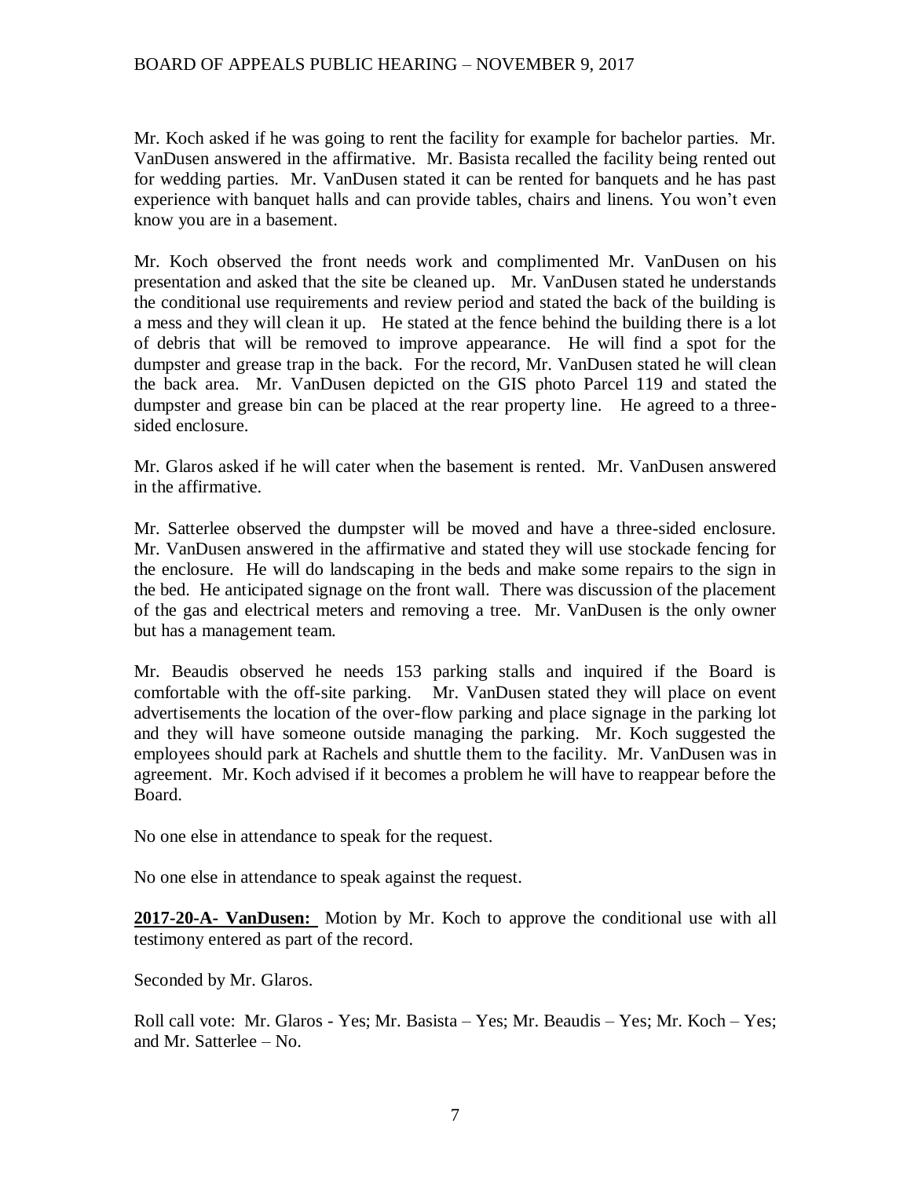Mr. Koch asked if he was going to rent the facility for example for bachelor parties. Mr. VanDusen answered in the affirmative. Mr. Basista recalled the facility being rented out for wedding parties. Mr. VanDusen stated it can be rented for banquets and he has past experience with banquet halls and can provide tables, chairs and linens. You won't even know you are in a basement.

Mr. Koch observed the front needs work and complimented Mr. VanDusen on his presentation and asked that the site be cleaned up. Mr. VanDusen stated he understands the conditional use requirements and review period and stated the back of the building is a mess and they will clean it up. He stated at the fence behind the building there is a lot of debris that will be removed to improve appearance. He will find a spot for the dumpster and grease trap in the back. For the record, Mr. VanDusen stated he will clean the back area. Mr. VanDusen depicted on the GIS photo Parcel 119 and stated the dumpster and grease bin can be placed at the rear property line. He agreed to a three-sided enclosure.

Mr. Glaros asked if he will cater when the basement is rented. Mr. VanDusen answered in the affirmative.

Mr. Satterlee observed the dumpster will be moved and have a three-sided enclosure. Mr. VanDusen answered in the affirmative and stated they will use stockade fencing for the enclosure. He will do landscaping in the beds and make some repairs to the sign in the bed. He anticipated signage on the front wall. There was discussion of the placement of the gas and electrical meters and removing a tree. Mr. VanDusen is the only owner but has a management team.

Mr. Beaudis observed he needs 153 parking stalls and inquired if the Board is comfortable with the off-site parking. Mr. VanDusen stated they will place on event advertisements the location of the over-flow parking and place signage in the parking lot and they will have someone outside managing the parking. Mr. Koch suggested the employees should park at Rachels and shuttle them to the facility. Mr. VanDusen was in agreement. Mr. Koch advised if it becomes a problem he will have to reappear before the Board.

No one else in attendance to speak for the request.

No one else in attendance to speak against the request.

**2017-20-A- VanDusen:** Motion by Mr. Koch to approve the conditional use with all testimony entered as part of the record.

Seconded by Mr. Glaros.

Roll call vote: Mr. Glaros - Yes; Mr. Basista – Yes; Mr. Beaudis – Yes; Mr. Koch – Yes; and Mr. Satterlee – No.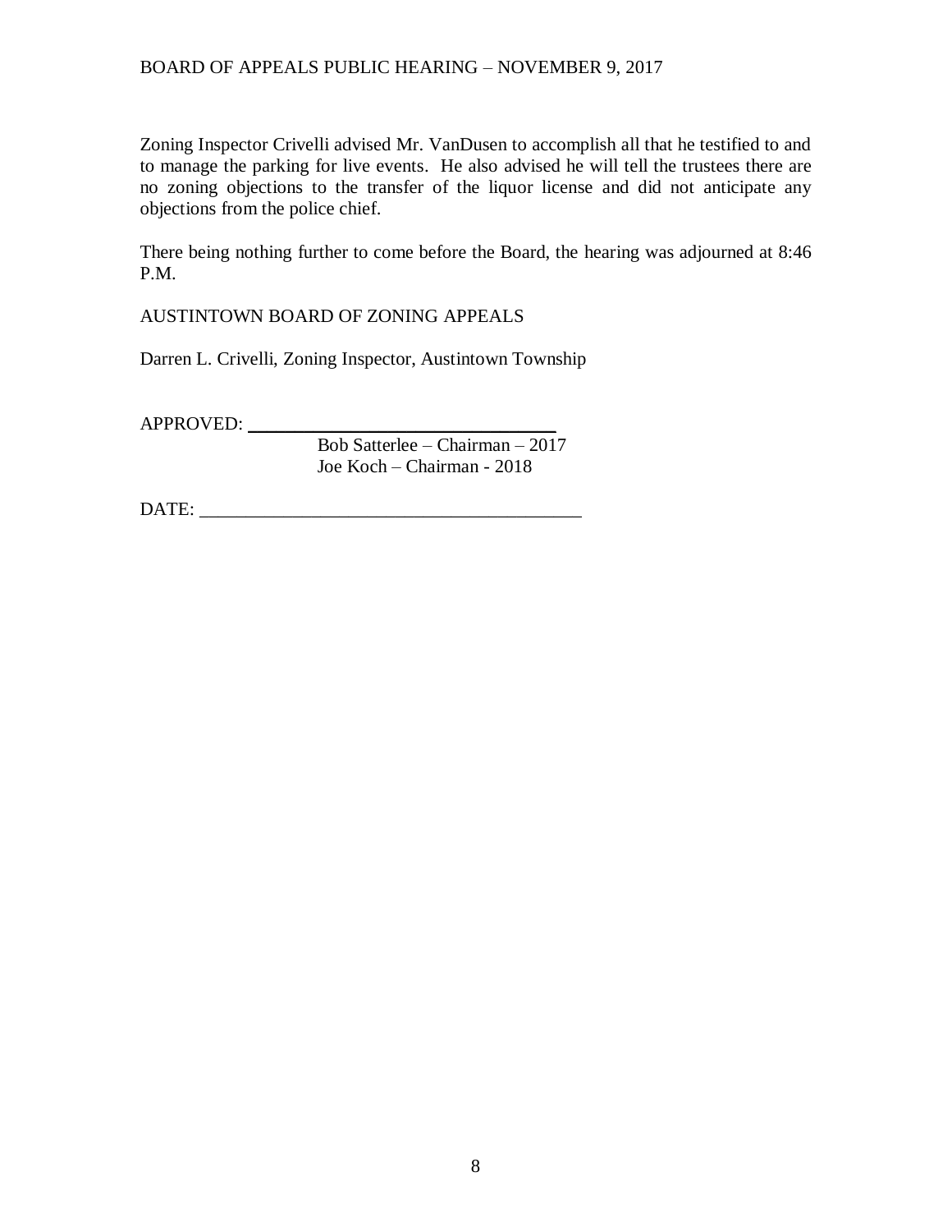Zoning Inspector Crivelli advised Mr. VanDusen to accomplish all that he testified to and to manage the parking for live events. He also advised he will tell the trustees there are no zoning objections to the transfer of the liquor license and did not anticipate any objections from the police chief.

There being nothing further to come before the Board, the hearing was adjourned at 8:46 P.M.

AUSTINTOWN BOARD OF ZONING APPEALS

Darren L. Crivelli, Zoning Inspector, Austintown Township

APPROVED: ________________________________

Bob Satterlee – Chairman – 2017
Joe Koch – Chairman - 2018

DATE: ________________________________________